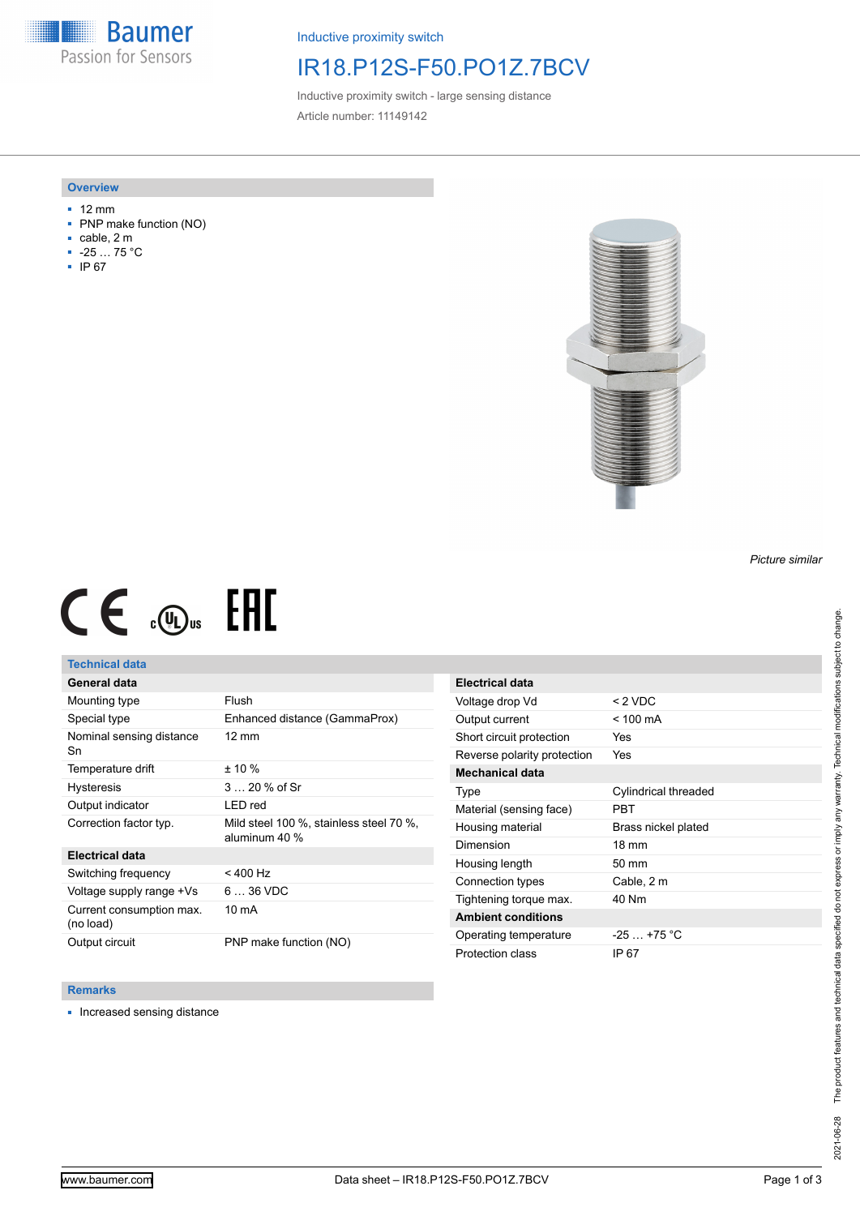Inductive proximity switch

# IR18.P12S-F50.PO1Z.7BCV

Inductive proximity switch - large sensing distance

Article number: 11149142

## Overview

- 12 mm
- PNP make function (NO)
- cable, 2 m
- -25 … 75 °C
- IP 67

*Picture similar*

## Technical data

| General data | |
|---|---|
| Mounting type | Flush |
| Special type | Enhanced distance (GammaProx) |
| Nominal sensing distance Sn | 12 mm |
| Temperature drift | ± 10 % |
| Hysteresis | 3 … 20 % of Sr |
| Output indicator | LED red |
| Correction factor typ. | Mild steel 100 %, stainless steel 70 %, aluminum 40 % |
| **Electrical data** | |
| Switching frequency | < 400 Hz |
| Voltage supply range +Vs | 6 … 36 VDC |
| Current consumption max. (no load) | 10 mA |
| Output circuit | PNP make function (NO) |

| Electrical data | |
|---|---|
| Voltage drop Vd | < 2 VDC |
| Output current | < 100 mA |
| Short circuit protection | Yes |
| Reverse polarity protection | Yes |
| **Mechanical data** | |
| Type | Cylindrical threaded |
| Material (sensing face) | PBT |
| Housing material | Brass nickel plated |
| Dimension | 18 mm |
| Housing length | 50 mm |
| Connection types | Cable, 2 m |
| Tightening torque max. | 40 Nm |
| **Ambient conditions** | |
| Operating temperature | -25 … +75 °C |
| Protection class | IP 67 |

## Remarks

- Increased sensing distance

2021-06-28 The product features and technical data specified do not express or imply any warranty. Technical modifications subject to change.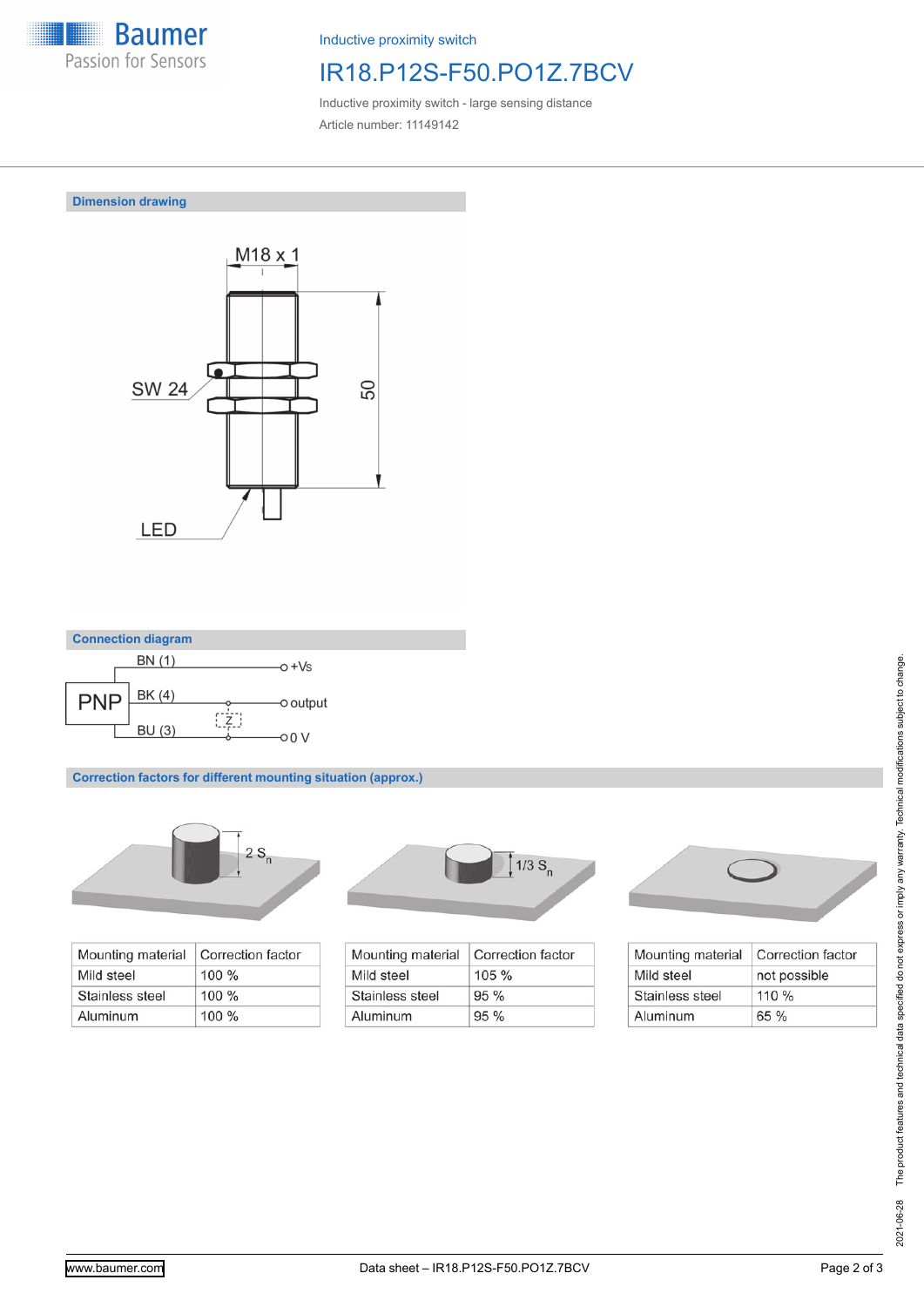Inductive proximity switch

# IR18.P12S-F50.PO1Z.7BCV

Inductive proximity switch - large sensing distance

Article number: 11149142

## Dimension drawing

M18 x 1

SW 24

50

LED

## Connection diagram

PNP

BN (1) — +Vs

BK (4) — output

Z

BU (3) — 0 V

## Correction factors for different mounting situation (approx.)

2 $S_n$

| Mounting material | Correction factor |
| --- | --- |
| Mild steel | 100 % |
| Stainless steel | 100 % |
| Aluminum | 100 % |

1/3 $S_n$

| Mounting material | Correction factor |
| --- | --- |
| Mild steel | 105 % |
| Stainless steel | 95 % |
| Aluminum | 95 % |

| Mounting material | Correction factor |
| --- | --- |
| Mild steel | not possible |
| Stainless steel | 110 % |
| Aluminum | 65 % |

2021-06-28 The product features and technical data specified do not express or imply any warranty. Technical modifications subject to change.

www.baumer.com

Data sheet – IR18.P12S-F50.PO1Z.7BCV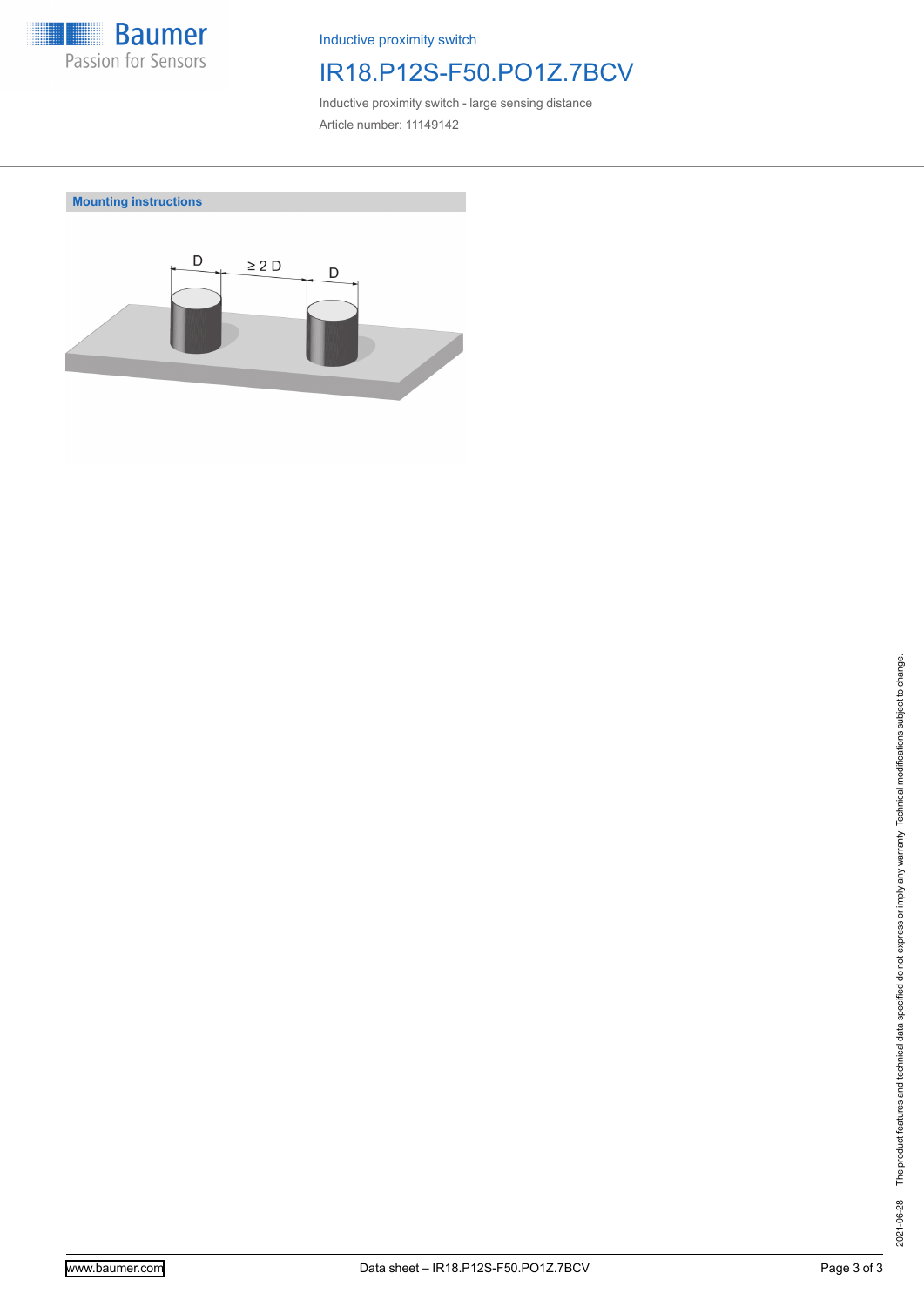Inductive proximity switch

# IR18.P12S-F50.PO1Z.7BCV

Inductive proximity switch - large sensing distance

Article number: 11149142

## Mounting instructions

D

≥ 2 D

D

2021-06-28 The product features and technical data specified do not express or imply any warranty. Technical modifications subject to change.